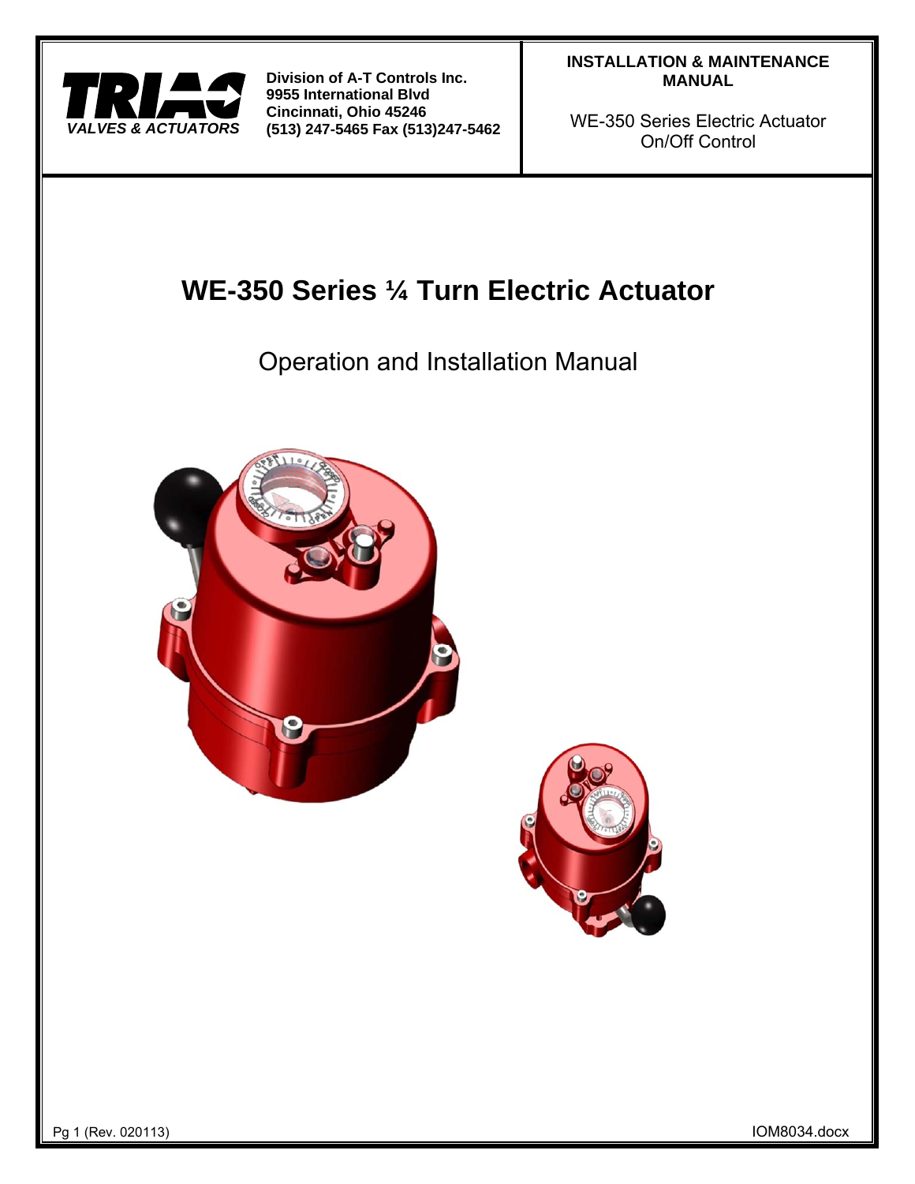TRIAC
*VALVES & ACTUATORS*

**Division of A-T Controls Inc.**
**9955 International Blvd**
**Cincinnati, Ohio 45246**
**(513) 247-5465 Fax (513)247-5462**

**INSTALLATION & MAINTENANCE MANUAL**

WE-350 Series Electric Actuator
On/Off Control

# WE-350 Series ¼ Turn Electric Actuator

## Operation and Installation Manual

Pg 1 (Rev. 020113)

IOM8034.docx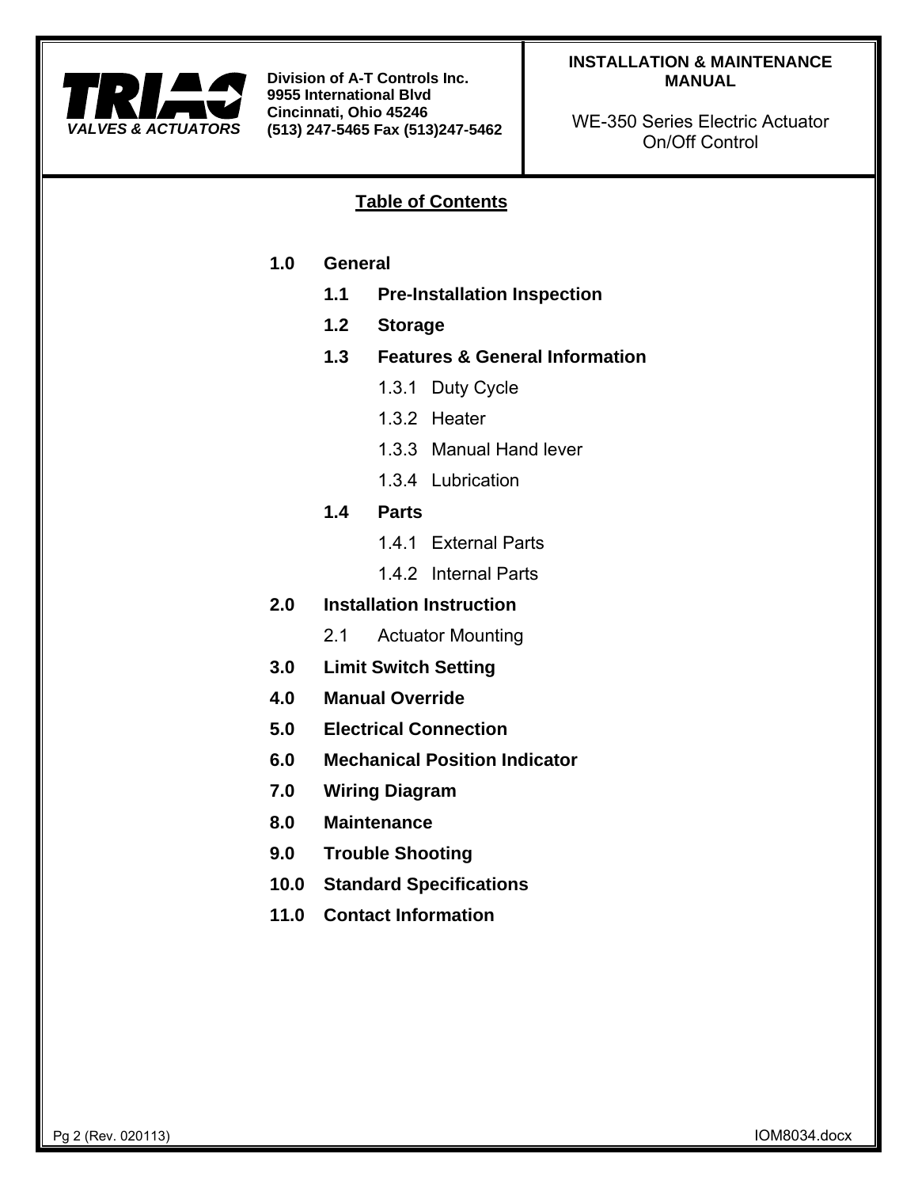## Table of Contents

**1.0 General**

- **1.1 Pre-Installation Inspection**
- **1.2 Storage**
- **1.3 Features & General Information**
  - 1.3.1 Duty Cycle
  - 1.3.2 Heater
  - 1.3.3 Manual Hand lever
  - 1.3.4 Lubrication
- **1.4 Parts**
  - 1.4.1 External Parts
  - 1.4.2 Internal Parts

**2.0 Installation Instruction**

- 2.1 Actuator Mounting

**3.0 Limit Switch Setting**

**4.0 Manual Override**

**5.0 Electrical Connection**

**6.0 Mechanical Position Indicator**

**7.0 Wiring Diagram**

**8.0 Maintenance**

**9.0 Trouble Shooting**

**10.0 Standard Specifications**

**11.0 Contact Information**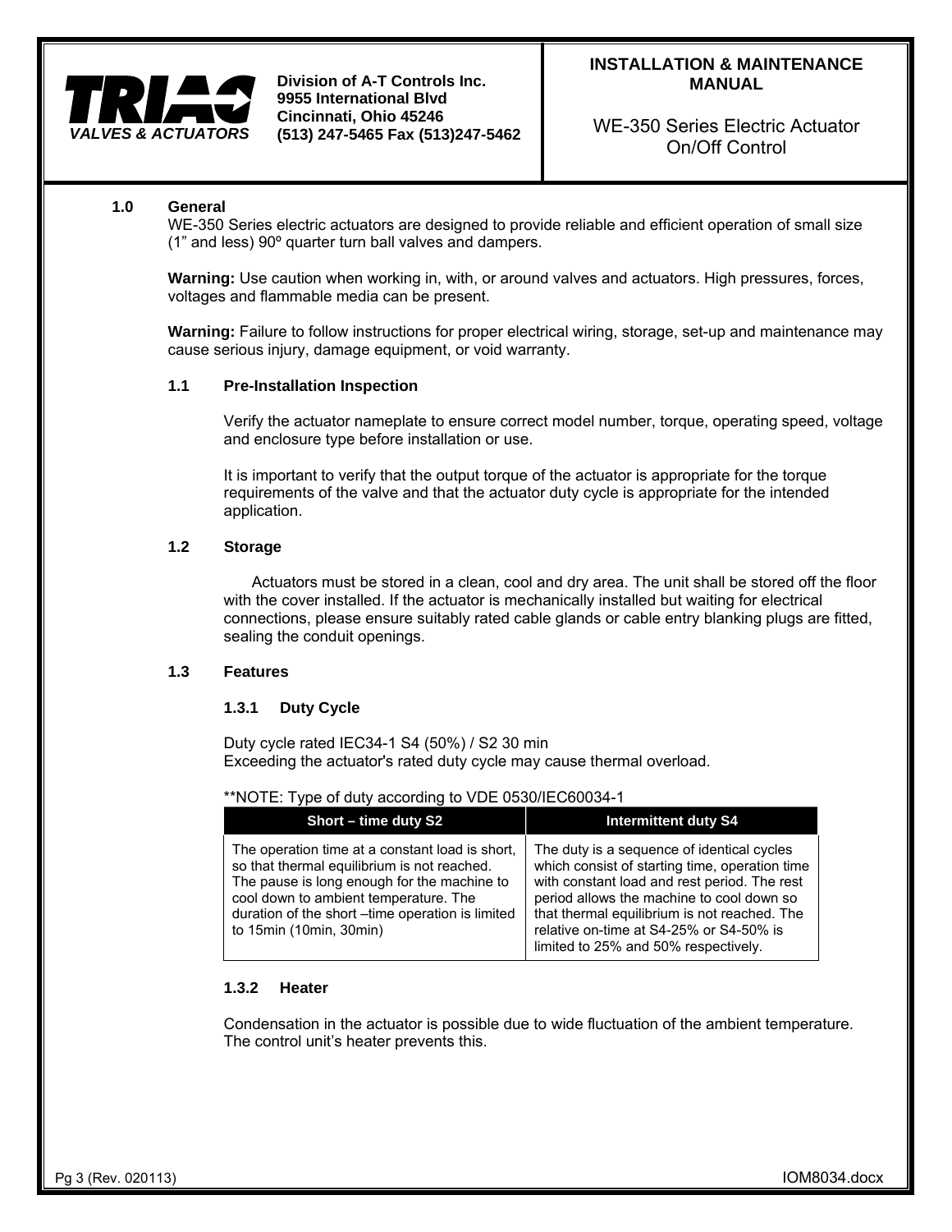# 1.0 General

WE-350 Series electric actuators are designed to provide reliable and efficient operation of small size (1" and less) 90º quarter turn ball valves and dampers.

**Warning:** Use caution when working in, with, or around valves and actuators. High pressures, forces, voltages and flammable media can be present.

**Warning:** Failure to follow instructions for proper electrical wiring, storage, set-up and maintenance may cause serious injury, damage equipment, or void warranty.

## 1.1 Pre-Installation Inspection

Verify the actuator nameplate to ensure correct model number, torque, operating speed, voltage and enclosure type before installation or use.

It is important to verify that the output torque of the actuator is appropriate for the torque requirements of the valve and that the actuator duty cycle is appropriate for the intended application.

## 1.2 Storage

Actuators must be stored in a clean, cool and dry area. The unit shall be stored off the floor with the cover installed. If the actuator is mechanically installed but waiting for electrical connections, please ensure suitably rated cable glands or cable entry blanking plugs are fitted, sealing the conduit openings.

## 1.3 Features

### 1.3.1 Duty Cycle

Duty cycle rated IEC34-1 S4 (50%) / S2 30 min
Exceeding the actuator's rated duty cycle may cause thermal overload.

**NOTE: Type of duty according to VDE 0530/IEC60034-1

| Short – time duty S2 | Intermittent duty S4 |
|---|---|
| The operation time at a constant load is short, so that thermal equilibrium is not reached. The pause is long enough for the machine to cool down to ambient temperature. The duration of the short –time operation is limited to 15min (10min, 30min) | The duty is a sequence of identical cycles which consist of starting time, operation time with constant load and rest period. The rest period allows the machine to cool down so that thermal equilibrium is not reached. The relative on-time at S4-25% or S4-50% is limited to 25% and 50% respectively. |

### 1.3.2 Heater

Condensation in the actuator is possible due to wide fluctuation of the ambient temperature. The control unit's heater prevents this.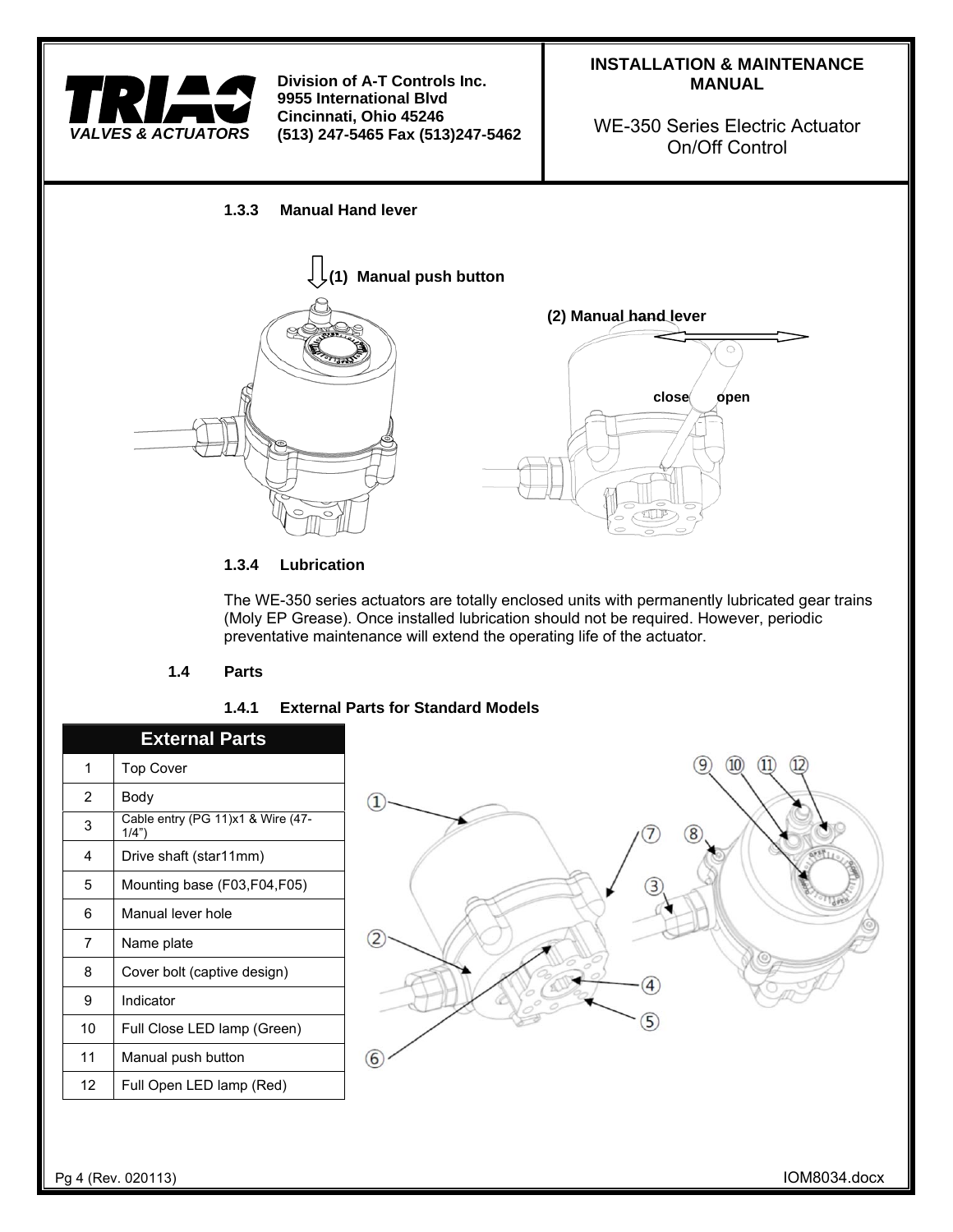#### 1.3.3 Manual Hand lever

(1) Manual push button

(2) Manual hand lever

close open

#### 1.3.4 Lubrication

The WE-350 series actuators are totally enclosed units with permanently lubricated gear trains (Moly EP Grease). Once installed lubrication should not be required. However, periodic preventative maintenance will extend the operating life of the actuator.

### 1.4 Parts

#### 1.4.1 External Parts for Standard Models

| External Parts | |
|---|---|
| 1 | Top Cover |
| 2 | Body |
| 3 | Cable entry (PG 11)x1 & Wire (47-1/4") |
| 4 | Drive shaft (star11mm) |
| 5 | Mounting base (F03,F04,F05) |
| 6 | Manual lever hole |
| 7 | Name plate |
| 8 | Cover bolt (captive design) |
| 9 | Indicator |
| 10 | Full Close LED lamp (Green) |
| 11 | Manual push button |
| 12 | Full Open LED lamp (Red) |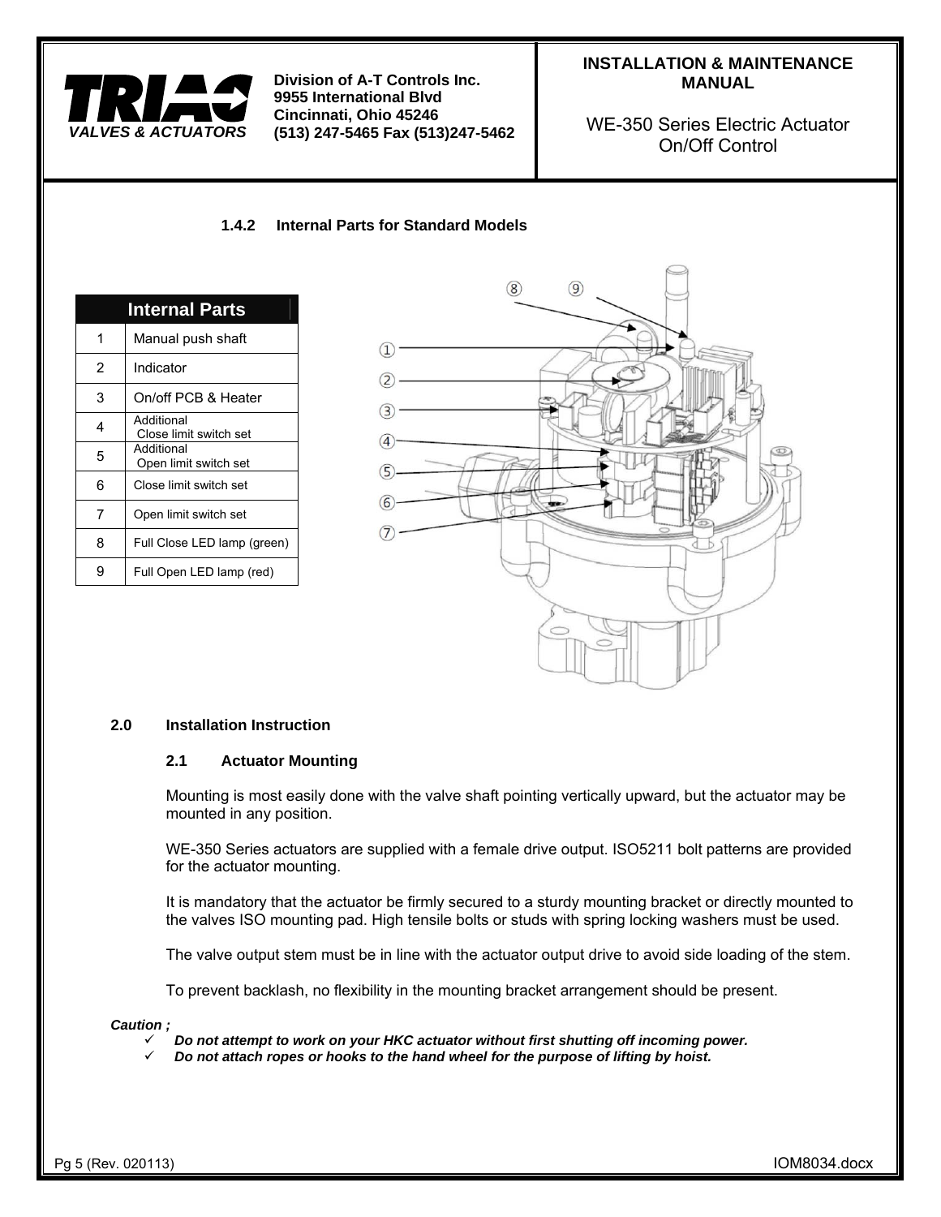### 1.4.2 Internal Parts for Standard Models

| Internal Parts | |
|---|---|
| 1 | Manual push shaft |
| 2 | Indicator |
| 3 | On/off PCB & Heater |
| 4 | Additional Close limit switch set |
| 5 | Additional Open limit switch set |
| 6 | Close limit switch set |
| 7 | Open limit switch set |
| 8 | Full Close LED lamp (green) |
| 9 | Full Open LED lamp (red) |

## 2.0 Installation Instruction

### 2.1 Actuator Mounting

Mounting is most easily done with the valve shaft pointing vertically upward, but the actuator may be mounted in any position.

WE-350 Series actuators are supplied with a female drive output. ISO5211 bolt patterns are provided for the actuator mounting.

It is mandatory that the actuator be firmly secured to a sturdy mounting bracket or directly mounted to the valves ISO mounting pad. High tensile bolts or studs with spring locking washers must be used.

The valve output stem must be in line with the actuator output drive to avoid side loading of the stem.

To prevent backlash, no flexibility in the mounting bracket arrangement should be present.

***Caution ;***

- ✓ ***Do not attempt to work on your HKC actuator without first shutting off incoming power.***
- ✓ ***Do not attach ropes or hooks to the hand wheel for the purpose of lifting by hoist.***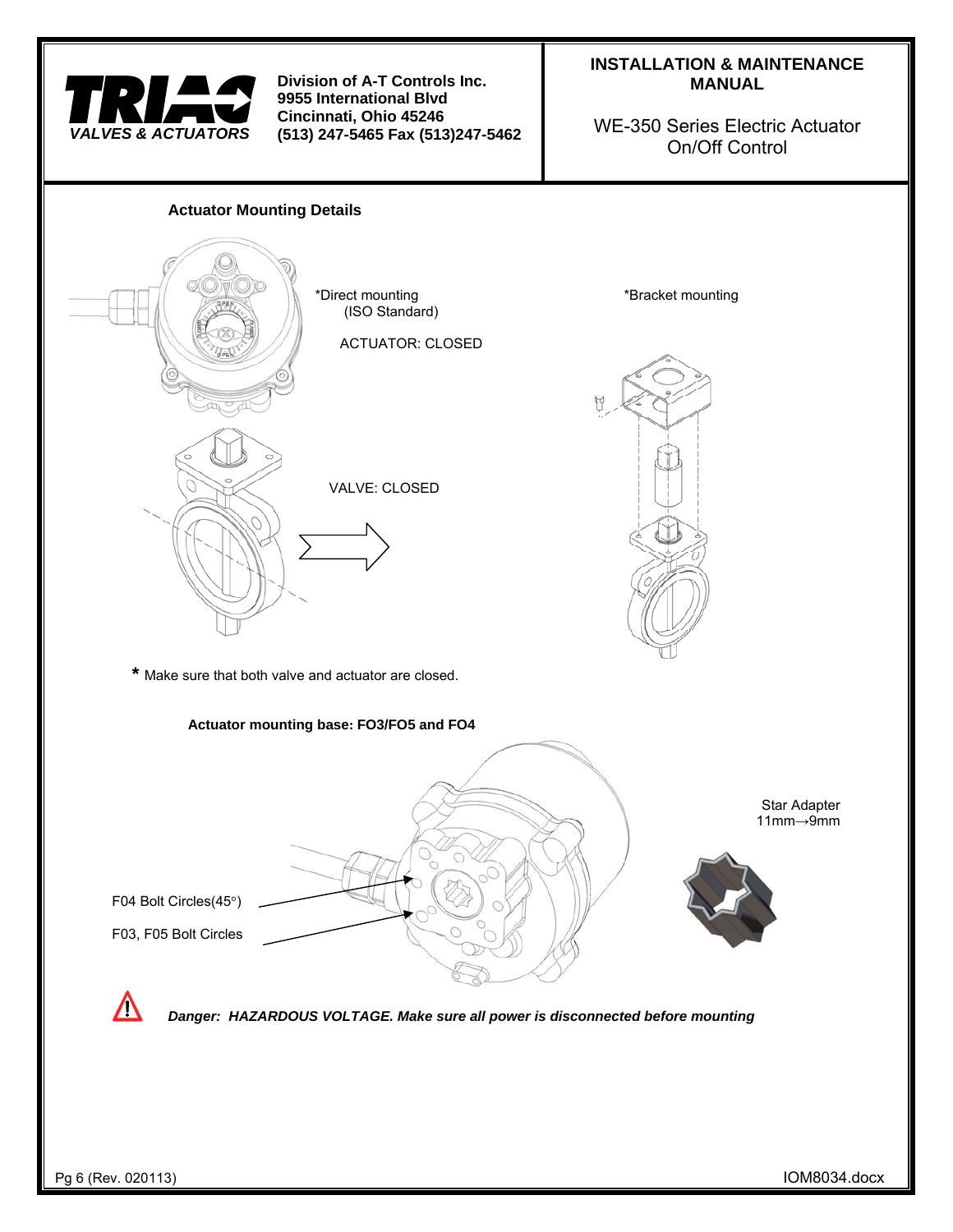**Division of A-T Controls Inc.**
**9955 International Blvd**
**Cincinnati, Ohio 45246**
**(513) 247-5465 Fax (513)247-5462**

**INSTALLATION & MAINTENANCE MANUAL**

WE-350 Series Electric Actuator
On/Off Control

### Actuator Mounting Details

*Direct mounting
(ISO Standard)

ACTUATOR: CLOSED

VALVE: CLOSED

*Bracket mounting

* Make sure that both valve and actuator are closed.

### Actuator mounting base: FO3/FO5 and FO4

F04 Bolt Circles(45°)

F03, F05 Bolt Circles

Star Adapter
11mm→9mm

***Danger: HAZARDOUS VOLTAGE. Make sure all power is disconnected before mounting***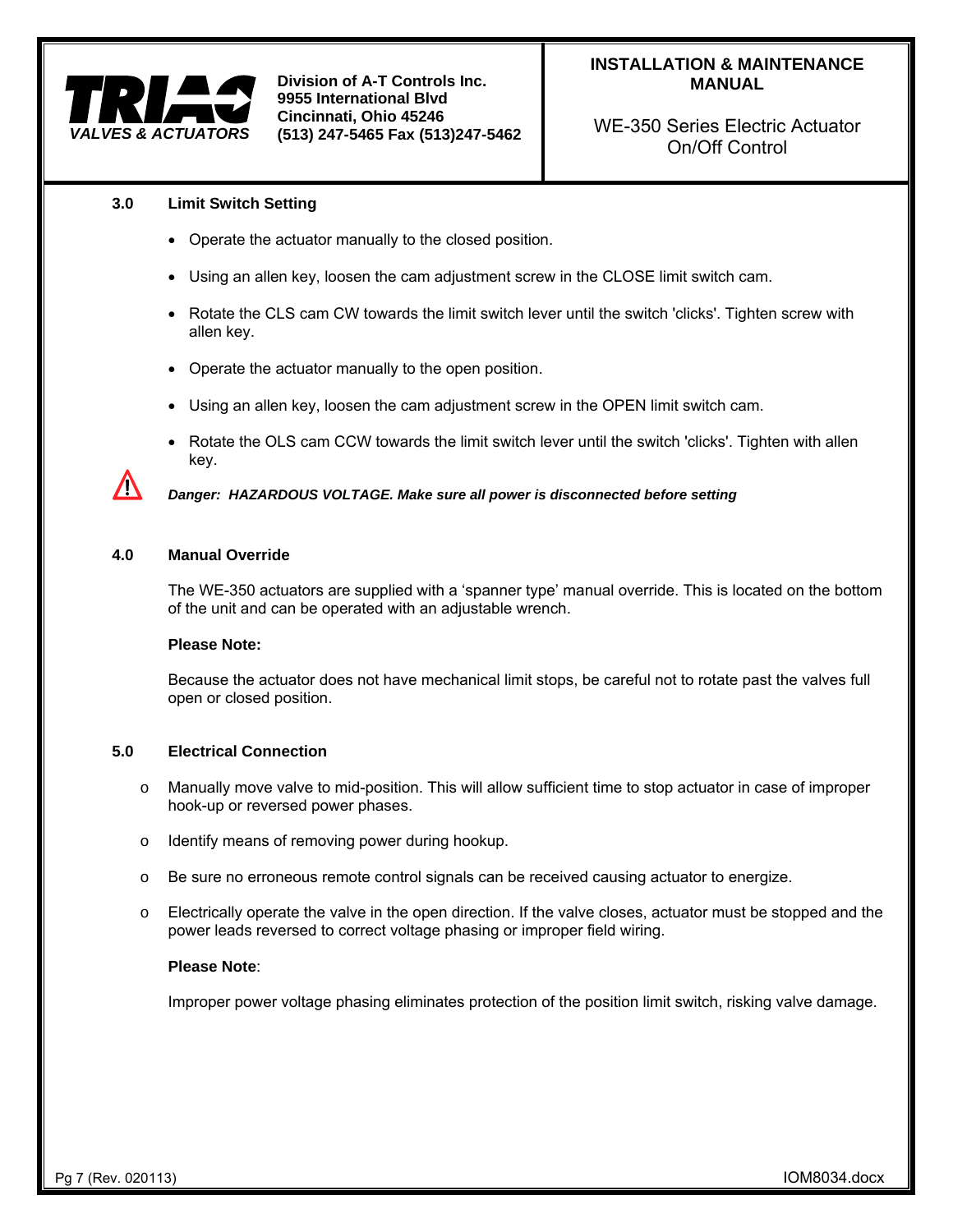## 3.0 Limit Switch Setting

- Operate the actuator manually to the closed position.
- Using an allen key, loosen the cam adjustment screw in the CLOSE limit switch cam.
- Rotate the CLS cam CW towards the limit switch lever until the switch 'clicks'. Tighten screw with allen key.
- Operate the actuator manually to the open position.
- Using an allen key, loosen the cam adjustment screw in the OPEN limit switch cam.
- Rotate the OLS cam CCW towards the limit switch lever until the switch 'clicks'. Tighten with allen key.

⚠ ***Danger: HAZARDOUS VOLTAGE. Make sure all power is disconnected before setting***

## 4.0 Manual Override

The WE-350 actuators are supplied with a 'spanner type' manual override. This is located on the bottom of the unit and can be operated with an adjustable wrench.

**Please Note:**

Because the actuator does not have mechanical limit stops, be careful not to rotate past the valves full open or closed position.

## 5.0 Electrical Connection

- Manually move valve to mid-position. This will allow sufficient time to stop actuator in case of improper hook-up or reversed power phases.
- Identify means of removing power during hookup.
- Be sure no erroneous remote control signals can be received causing actuator to energize.
- Electrically operate the valve in the open direction. If the valve closes, actuator must be stopped and the power leads reversed to correct voltage phasing or improper field wiring.

**Please Note**:

Improper power voltage phasing eliminates protection of the position limit switch, risking valve damage.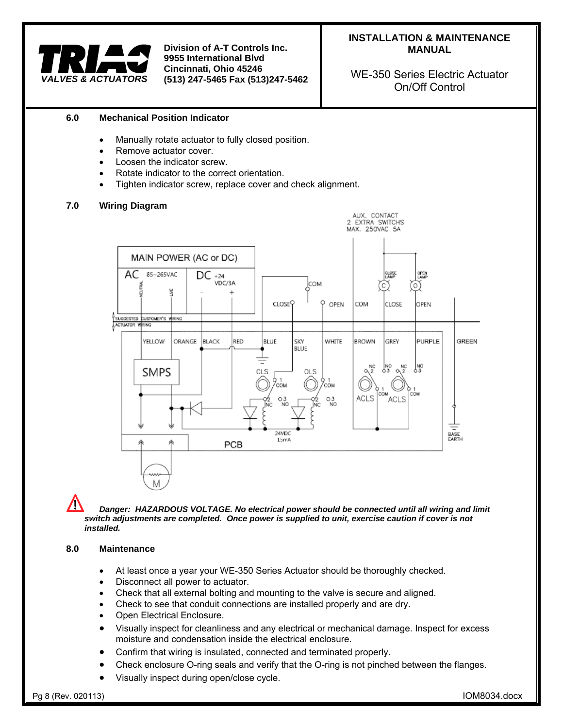## 6.0 Mechanical Position Indicator

- Manually rotate actuator to fully closed position.
- Remove actuator cover.
- Loosen the indicator screw.
- Rotate indicator to the correct orientation.
- Tighten indicator screw, replace cover and check alignment.

## 7.0 Wiring Diagram

AUX. CONTACT
2 EXTRA SWITCHS
MAX. 250VAC 5A

MAIN POWER (AC or DC)

AC 85~265VAC NEUTRAL LIVE

DC +24 VDC/3A − +

COM CLOSE OPEN COM CLOSE OPEN CLOSE LAMP OPEN LAMP

SUGGESTED CUSTOMER'S WIRING

ACTUATOR WIRING

YELLOW ORANGE BLACK RED BLUE SKY BLUE WHITE BROWN GREY PURPLE GREEN

SMPS CLS OLS ACLS ACLS

1 COM 2 NC 3 NO

24VDC 15mA

PCB

M

BASE EARTH

***Danger: HAZARDOUS VOLTAGE. No electrical power should be connected until all wiring and limit switch adjustments are completed. Once power is supplied to unit, exercise caution if cover is not installed.***

## 8.0 Maintenance

- At least once a year your WE-350 Series Actuator should be thoroughly checked.
- Disconnect all power to actuator.
- Check that all external bolting and mounting to the valve is secure and aligned.
- Check to see that conduit connections are installed properly and are dry.
- Open Electrical Enclosure.
- Visually inspect for cleanliness and any electrical or mechanical damage. Inspect for excess moisture and condensation inside the electrical enclosure.
- Confirm that wiring is insulated, connected and terminated properly.
- Check enclosure O-ring seals and verify that the O-ring is not pinched between the flanges.
- Visually inspect during open/close cycle.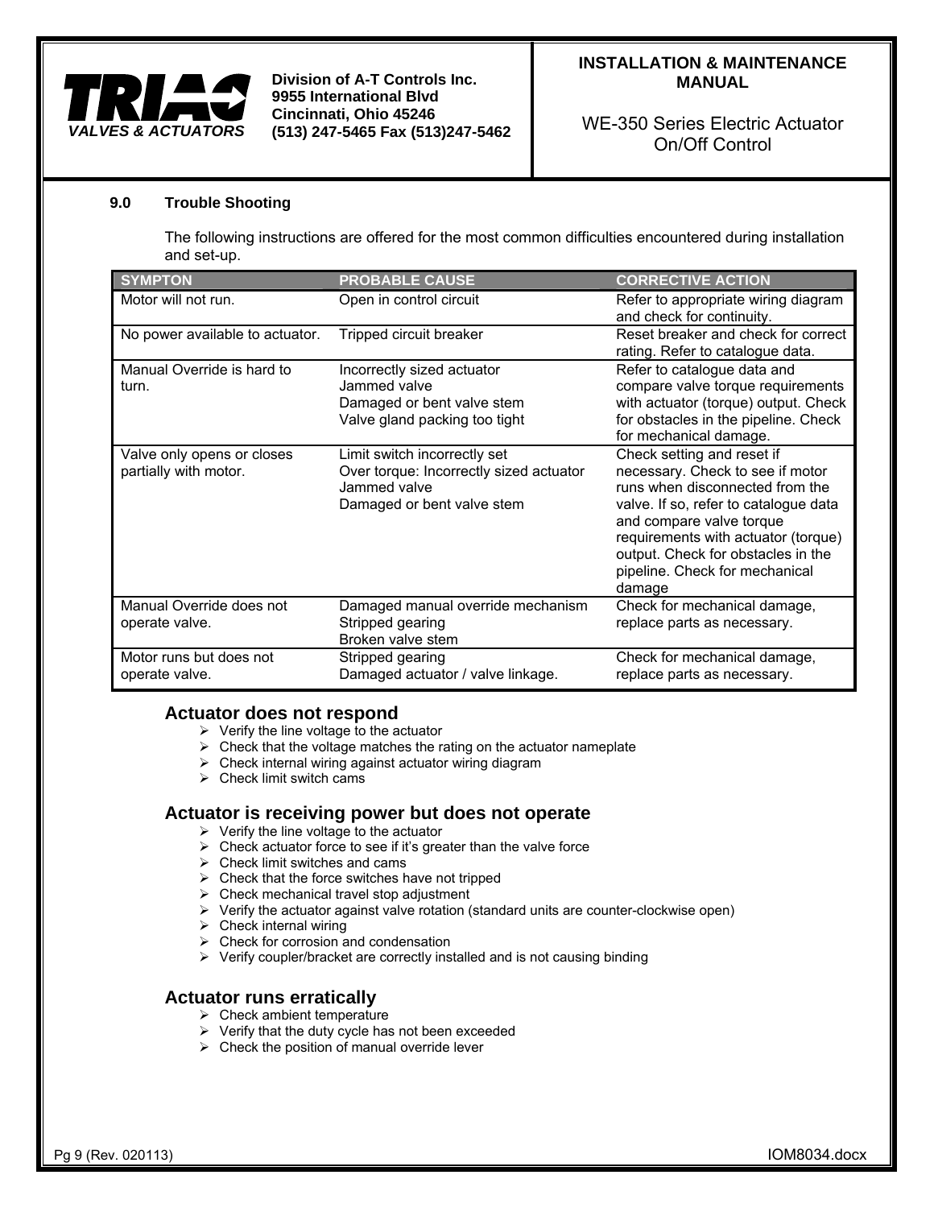## 9.0 Trouble Shooting

The following instructions are offered for the most common difficulties encountered during installation and set-up.

| SYMPTON | PROBABLE CAUSE | CORRECTIVE ACTION |
|---|---|---|
| Motor will not run. | Open in control circuit | Refer to appropriate wiring diagram and check for continuity. |
| No power available to actuator. | Tripped circuit breaker | Reset breaker and check for correct rating. Refer to catalogue data. |
| Manual Override is hard to turn. | Incorrectly sized actuator<br>Jammed valve<br>Damaged or bent valve stem<br>Valve gland packing too tight | Refer to catalogue data and compare valve torque requirements with actuator (torque) output. Check for obstacles in the pipeline. Check for mechanical damage. |
| Valve only opens or closes partially with motor. | Limit switch incorrectly set<br>Over torque: Incorrectly sized actuator<br>Jammed valve<br>Damaged or bent valve stem | Check setting and reset if necessary. Check to see if motor runs when disconnected from the valve. If so, refer to catalogue data and compare valve torque requirements with actuator (torque) output. Check for obstacles in the pipeline. Check for mechanical damage |
| Manual Override does not operate valve. | Damaged manual override mechanism<br>Stripped gearing<br>Broken valve stem | Check for mechanical damage, replace parts as necessary. |
| Motor runs but does not operate valve. | Stripped gearing<br>Damaged actuator / valve linkage. | Check for mechanical damage, replace parts as necessary. |

### Actuator does not respond

- Verify the line voltage to the actuator
- Check that the voltage matches the rating on the actuator nameplate
- Check internal wiring against actuator wiring diagram
- Check limit switch cams

### Actuator is receiving power but does not operate

- Verify the line voltage to the actuator
- Check actuator force to see if it's greater than the valve force
- Check limit switches and cams
- Check that the force switches have not tripped
- Check mechanical travel stop adjustment
- Verify the actuator against valve rotation (standard units are counter-clockwise open)
- Check internal wiring
- Check for corrosion and condensation
- Verify coupler/bracket are correctly installed and is not causing binding

### Actuator runs erratically

- Check ambient temperature
- Verify that the duty cycle has not been exceeded
- Check the position of manual override lever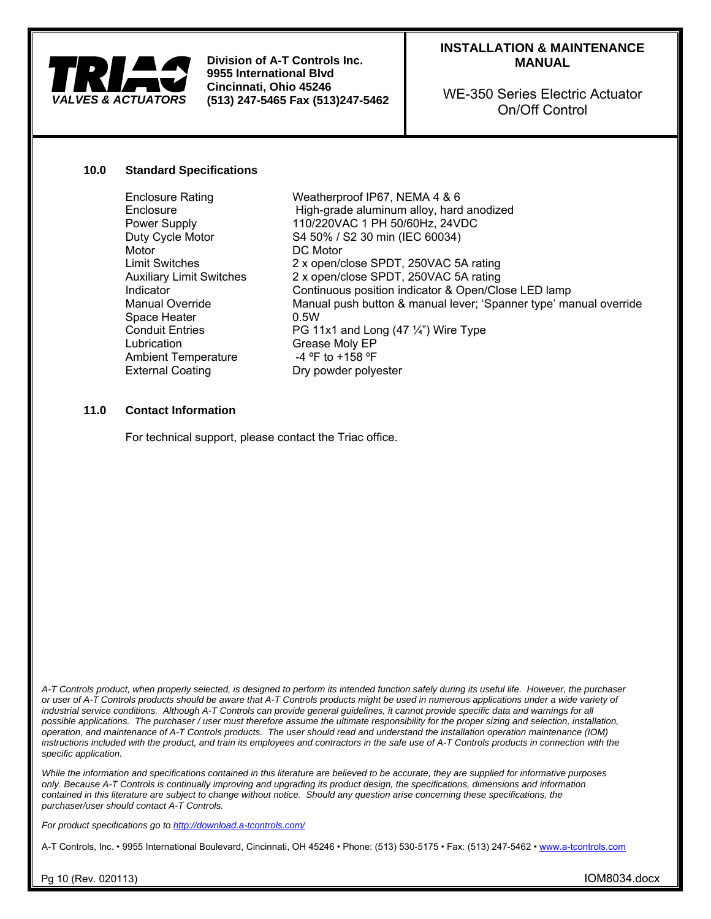## 10.0 Standard Specifications

| | |
|---|---|
| Enclosure Rating | Weatherproof IP67, NEMA 4 & 6 |
| Enclosure | High-grade aluminum alloy, hard anodized |
| Power Supply | 110/220VAC 1 PH 50/60Hz, 24VDC |
| Duty Cycle Motor | S4 50% / S2 30 min (IEC 60034) |
| Motor | DC Motor |
| Limit Switches | 2 x open/close SPDT, 250VAC 5A rating |
| Auxiliary Limit Switches | 2 x open/close SPDT, 250VAC 5A rating |
| Indicator | Continuous position indicator & Open/Close LED lamp |
| Manual Override | Manual push button & manual lever; 'Spanner type' manual override |
| Space Heater | 0.5W |
| Conduit Entries | PG 11x1 and Long (47 ¼") Wire Type |
| Lubrication | Grease Moly EP |
| Ambient Temperature | -4 ºF to +158 ºF |
| External Coating | Dry powder polyester |

## 11.0 Contact Information

For technical support, please contact the Triac office.

*A-T Controls product, when properly selected, is designed to perform its intended function safely during its useful life. However, the purchaser or user of A-T Controls products should be aware that A-T Controls products might be used in numerous applications under a wide variety of industrial service conditions. Although A-T Controls can provide general guidelines, it cannot provide specific data and warnings for all possible applications. The purchaser / user must therefore assume the ultimate responsibility for the proper sizing and selection, installation, operation, and maintenance of A-T Controls products. The user should read and understand the installation operation maintenance (IOM) instructions included with the product, and train its employees and contractors in the safe use of A-T Controls products in connection with the specific application.*

*While the information and specifications contained in this literature are believed to be accurate, they are supplied for informative purposes only. Because A-T Controls is continually improving and upgrading its product design, the specifications, dimensions and information contained in this literature are subject to change without notice. Should any question arise concerning these specifications, the purchaser/user should contact A-T Controls.*

*For product specifications go to [http://download.a-tcontrols.com/](http://download.a-tcontrols.com/)*

A-T Controls, Inc. • 9955 International Boulevard, Cincinnati, OH 45246 • Phone: (513) 530-5175 • Fax: (513) 247-5462 • [www.a-tcontrols.com](http://www.a-tcontrols.com)